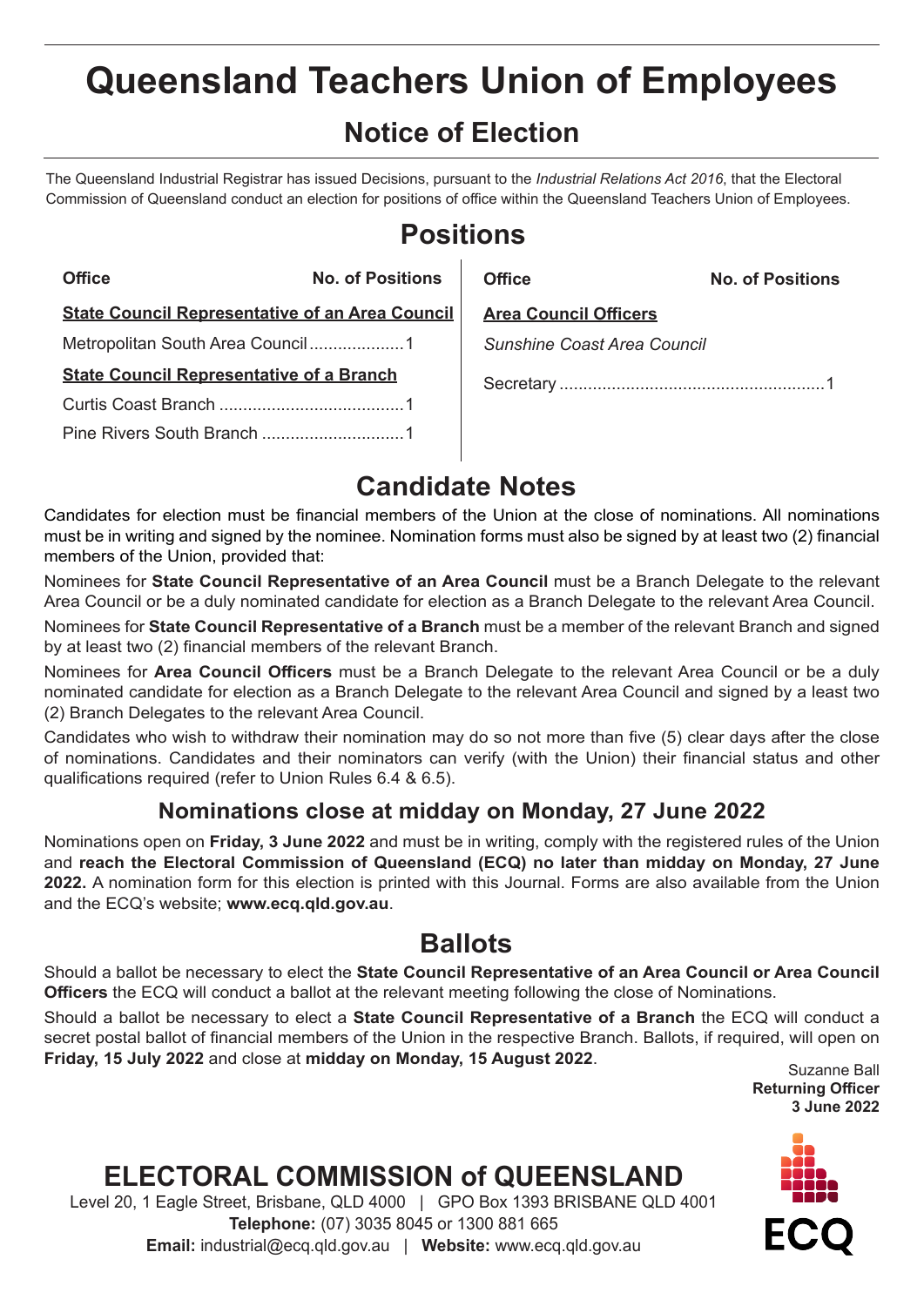# Queensland Teachers Union of Employees

## Notice of Election

The Queensland Industrial Registrar has issued Decisions, pursuant to the *Industrial Relations Act 2016*, that the Electoral Commission of Queensland conduct an election for positions of office within the Queensland Teachers Union of Employees.

## Positions

| Office | No. of Positions |
|---|---|
| **State Council Representative of an Area Council** | |
| Metropolitan South Area Council | 1 |
| **State Council Representative of a Branch** | |
| Curtis Coast Branch | 1 |
| Pine Rivers South Branch | 1 |

| Office | No. of Positions |
|---|---|
| **Area Council Officers** | |
| *Sunshine Coast Area Council* | |
| Secretary | 1 |

## Candidate Notes

Candidates for election must be financial members of the Union at the close of nominations. All nominations must be in writing and signed by the nominee. Nomination forms must also be signed by at least two (2) financial members of the Union, provided that:

Nominees for **State Council Representative of an Area Council** must be a Branch Delegate to the relevant Area Council or be a duly nominated candidate for election as a Branch Delegate to the relevant Area Council.

Nominees for **State Council Representative of a Branch** must be a member of the relevant Branch and signed by at least two (2) financial members of the relevant Branch.

Nominees for **Area Council Officers** must be a Branch Delegate to the relevant Area Council or be a duly nominated candidate for election as a Branch Delegate to the relevant Area Council and signed by a least two (2) Branch Delegates to the relevant Area Council.

Candidates who wish to withdraw their nomination may do so not more than five (5) clear days after the close of nominations. Candidates and their nominators can verify (with the Union) their financial status and other qualifications required (refer to Union Rules 6.4 & 6.5).

### Nominations close at midday on Monday, 27 June 2022

Nominations open on **Friday, 3 June 2022** and must be in writing, comply with the registered rules of the Union and **reach the Electoral Commission of Queensland (ECQ) no later than midday on Monday, 27 June 2022.** A nomination form for this election is printed with this Journal. Forms are also available from the Union and the ECQ's website; **www.ecq.qld.gov.au**.

## Ballots

Should a ballot be necessary to elect the **State Council Representative of an Area Council or Area Council Officers** the ECQ will conduct a ballot at the relevant meeting following the close of Nominations.

Should a ballot be necessary to elect a **State Council Representative of a Branch** the ECQ will conduct a secret postal ballot of financial members of the Union in the respective Branch. Ballots, if required, will open on **Friday, 15 July 2022** and close at **midday on Monday, 15 August 2022**.

Suzanne Ball
**Returning Officer**
**3 June 2022**

## ELECTORAL COMMISSION of QUEENSLAND

Level 20, 1 Eagle Street, Brisbane, QLD 4000 | GPO Box 1393 BRISBANE QLD 4001
**Telephone:** (07) 3035 8045 or 1300 881 665
**Email:** industrial@ecq.qld.gov.au | **Website:** www.ecq.qld.gov.au

ECQ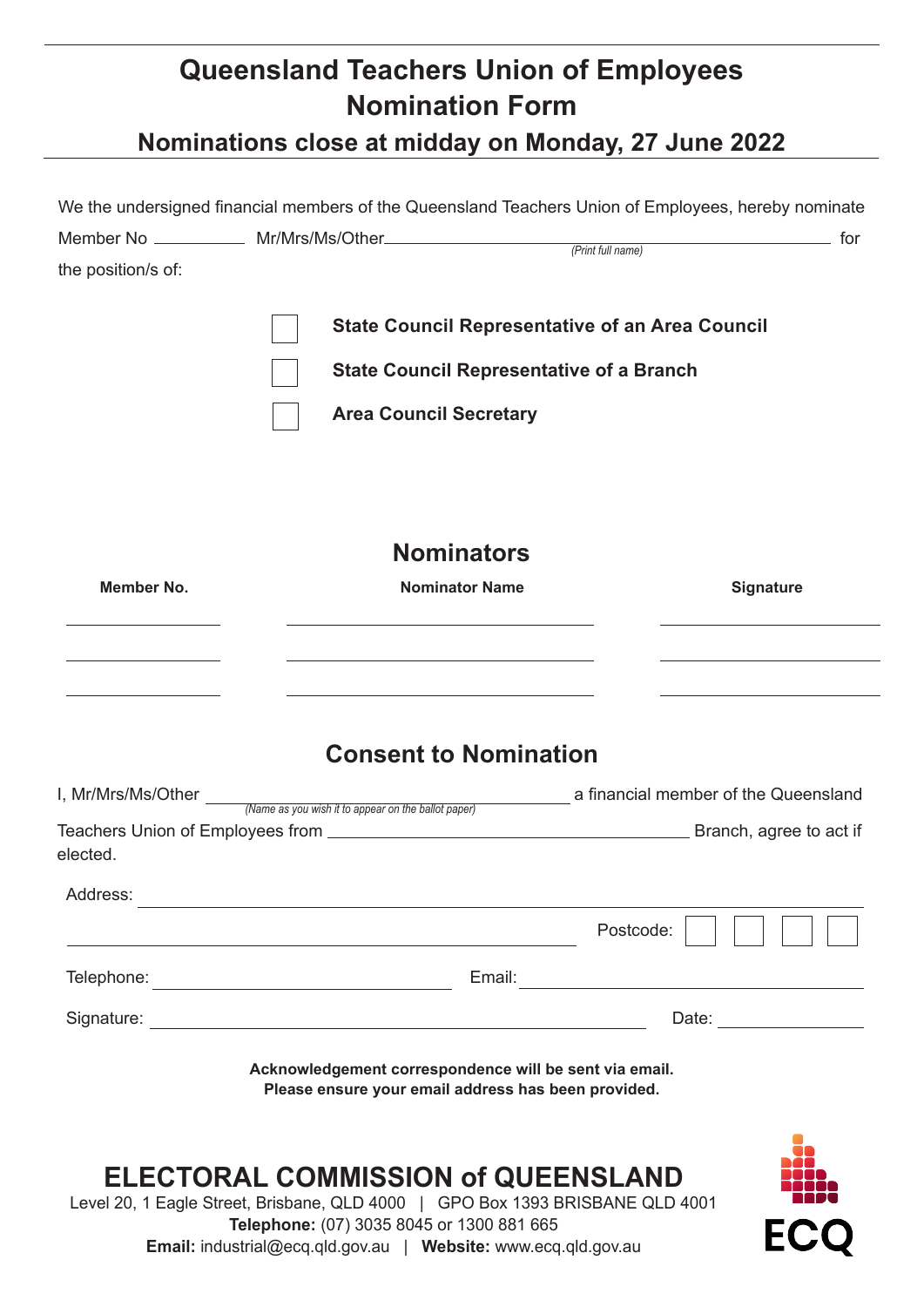# Queensland Teachers Union of Employees
# Nomination Form

## Nominations close at midday on Monday, 27 June 2022

We the undersigned financial members of the Queensland Teachers Union of Employees, hereby nominate

Member No __________ Mr/Mrs/Ms/Other______________________________________________ for
*(Print full name)*

the position/s of:

- ☐ **State Council Representative of an Area Council**
- ☐ **State Council Representative of a Branch**
- ☐ **Area Council Secretary**

## Nominators

| Member No. | Nominator Name | Signature |
|---|---|---|
| | | |
| | | |
| | | |

## Consent to Nomination

I, Mr/Mrs/Ms/Other ______________________________________ a financial member of the Queensland
*(Name as you wish it to appear on the ballot paper)*

Teachers Union of Employees from ______________________________________ Branch, agree to act if elected.

Address: ______________________________________________________________

______________________________________________ Postcode: ☐☐☐☐

Telephone: ______________________________ Email: ______________________________

Signature: ______________________________________________ Date: ______________

**Acknowledgement correspondence will be sent via email.**
**Please ensure your email address has been provided.**

## ELECTORAL COMMISSION of QUEENSLAND

Level 20, 1 Eagle Street, Brisbane, QLD 4000 | GPO Box 1393 BRISBANE QLD 4001
**Telephone:** (07) 3035 8045 or 1300 881 665
**Email:** industrial@ecq.qld.gov.au | **Website:** www.ecq.qld.gov.au

ECQ